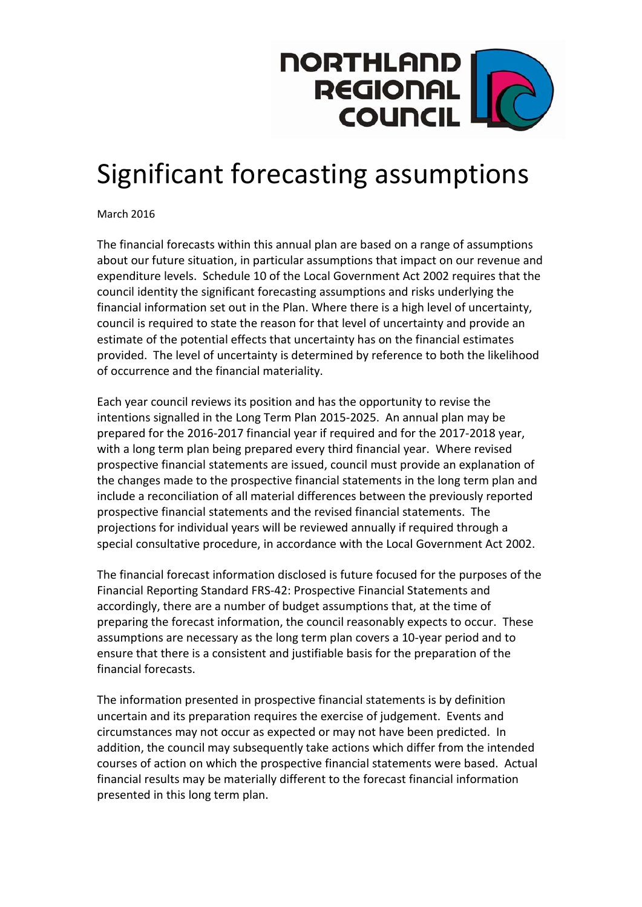# Significant forecasting assumptions

March 2016

The financial forecasts within this annual plan are based on a range of assumptions about our future situation, in particular assumptions that impact on our revenue and expenditure levels. Schedule 10 of the Local Government Act 2002 requires that the council identity the significant forecasting assumptions and risks underlying the financial information set out in the Plan. Where there is a high level of uncertainty, council is required to state the reason for that level of uncertainty and provide an estimate of the potential effects that uncertainty has on the financial estimates provided. The level of uncertainty is determined by reference to both the likelihood of occurrence and the financial materiality.

Each year council reviews its position and has the opportunity to revise the intentions signalled in the Long Term Plan 2015-2025. An annual plan may be prepared for the 2016-2017 financial year if required and for the 2017-2018 year, with a long term plan being prepared every third financial year. Where revised prospective financial statements are issued, council must provide an explanation of the changes made to the prospective financial statements in the long term plan and include a reconciliation of all material differences between the previously reported prospective financial statements and the revised financial statements. The projections for individual years will be reviewed annually if required through a special consultative procedure, in accordance with the Local Government Act 2002.

The financial forecast information disclosed is future focused for the purposes of the Financial Reporting Standard FRS-42: Prospective Financial Statements and accordingly, there are a number of budget assumptions that, at the time of preparing the forecast information, the council reasonably expects to occur. These assumptions are necessary as the long term plan covers a 10-year period and to ensure that there is a consistent and justifiable basis for the preparation of the financial forecasts.

The information presented in prospective financial statements is by definition uncertain and its preparation requires the exercise of judgement. Events and circumstances may not occur as expected or may not have been predicted. In addition, the council may subsequently take actions which differ from the intended courses of action on which the prospective financial statements were based. Actual financial results may be materially different to the forecast financial information presented in this long term plan.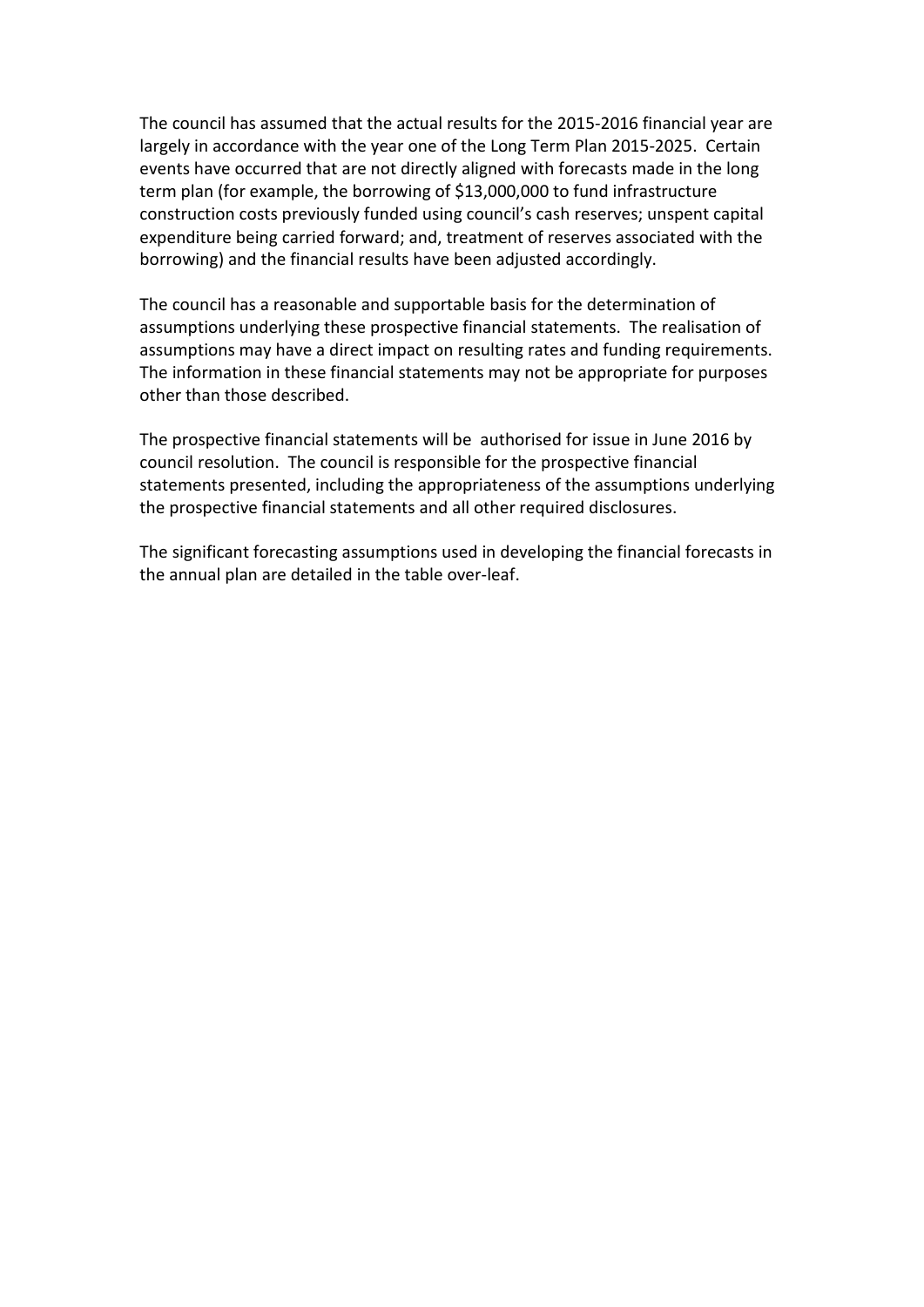The council has assumed that the actual results for the 2015-2016 financial year are largely in accordance with the year one of the Long Term Plan 2015-2025. Certain events have occurred that are not directly aligned with forecasts made in the long term plan (for example, the borrowing of $13,000,000 to fund infrastructure construction costs previously funded using council's cash reserves; unspent capital expenditure being carried forward; and, treatment of reserves associated with the borrowing) and the financial results have been adjusted accordingly.

The council has a reasonable and supportable basis for the determination of assumptions underlying these prospective financial statements. The realisation of assumptions may have a direct impact on resulting rates and funding requirements. The information in these financial statements may not be appropriate for purposes other than those described.

The prospective financial statements will be authorised for issue in June 2016 by council resolution. The council is responsible for the prospective financial statements presented, including the appropriateness of the assumptions underlying the prospective financial statements and all other required disclosures.

The significant forecasting assumptions used in developing the financial forecasts in the annual plan are detailed in the table over-leaf.